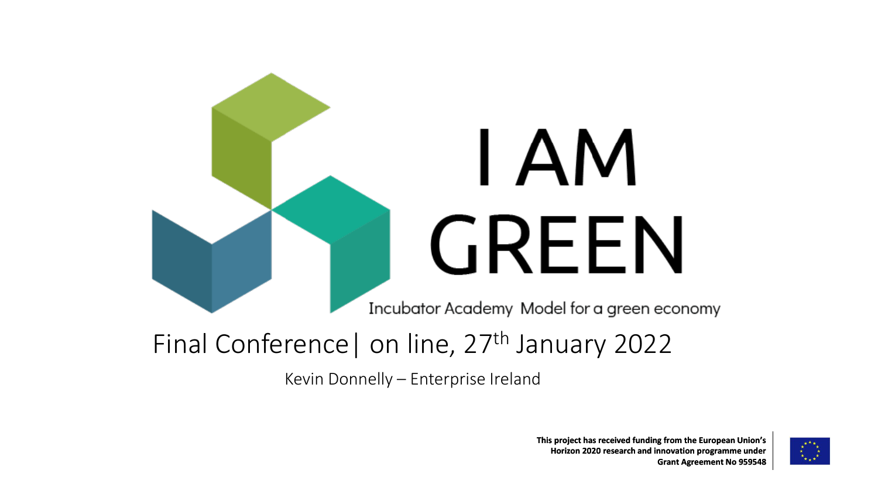# I AM GREEN

Incubator Academy Model for a green economy

## Final Conference| on line, 27th January 2022

Kevin Donnelly – Enterprise Ireland

**This project has received funding from the European Union's Horizon 2020 research and innovation programme under Grant Agreement No 959548**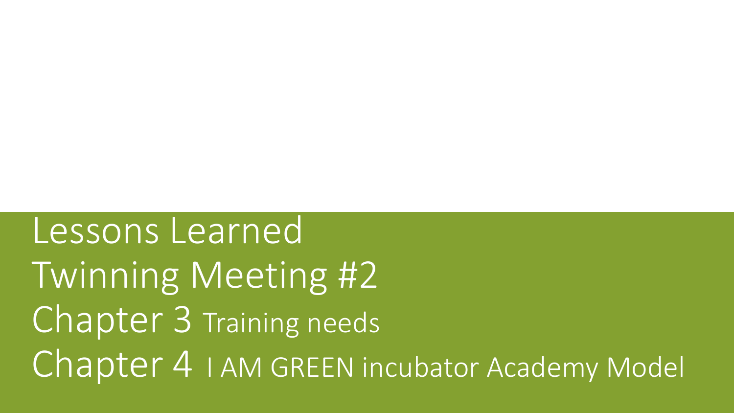# Lessons Learned
# Twinning Meeting #2
# Chapter 3 Training needs
# Chapter 4 I AM GREEN incubator Academy Model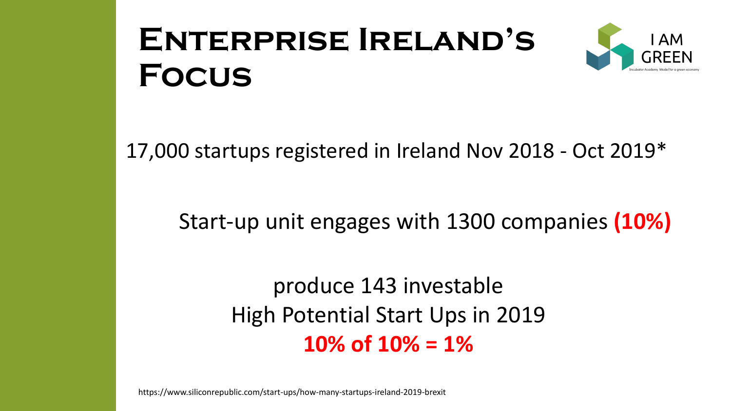# Enterprise Ireland's Focus

17,000 startups registered in Ireland Nov 2018 - Oct 2019*

Start-up unit engages with 1300 companies **(10%)**

produce 143 investable
High Potential Start Ups in 2019
**10% of 10% = 1%**

https://www.siliconrepublic.com/start-ups/how-many-startups-ireland-2019-brexit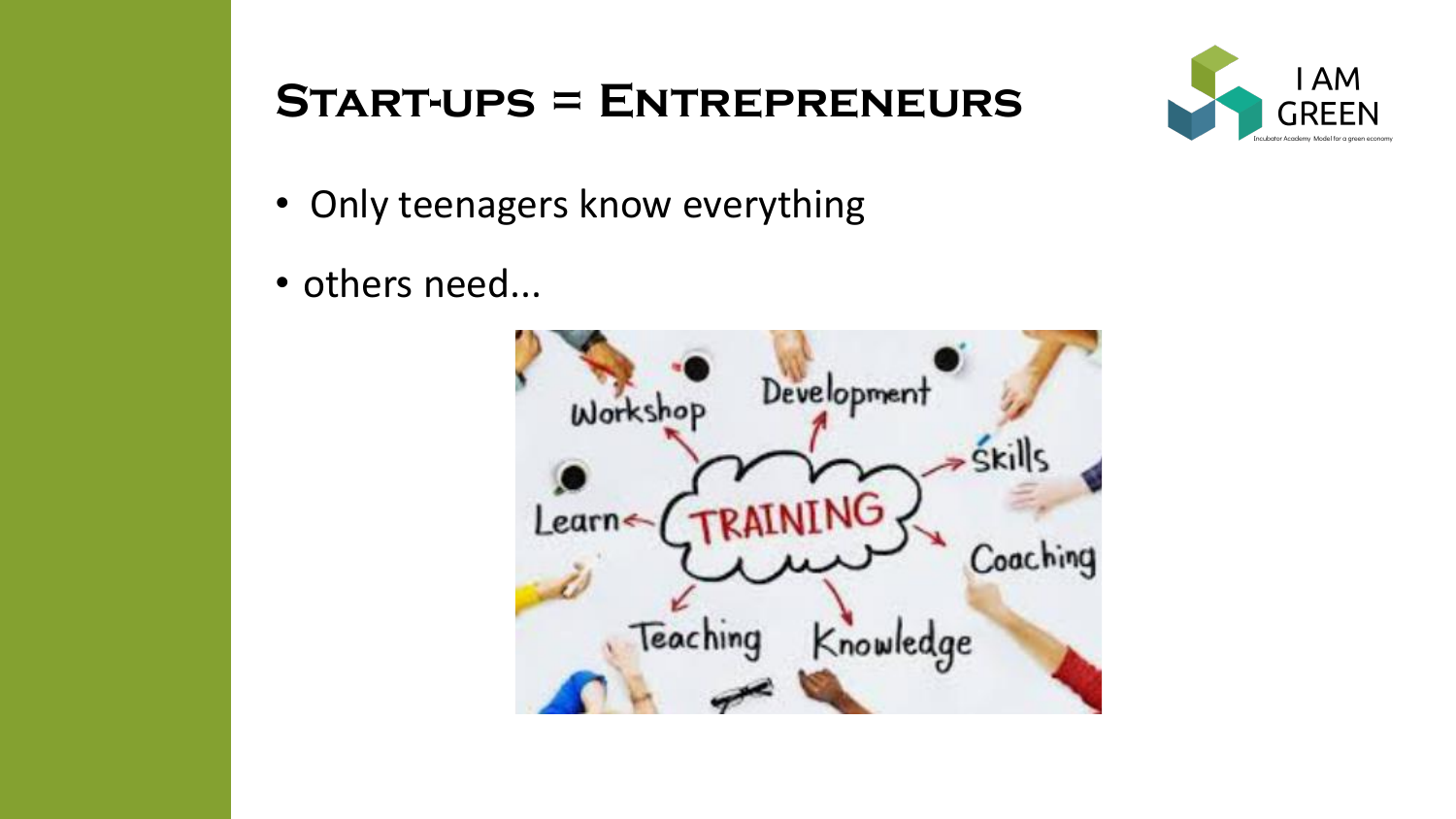# Start-ups = Entrepreneurs

- Only teenagers know everything
- others need...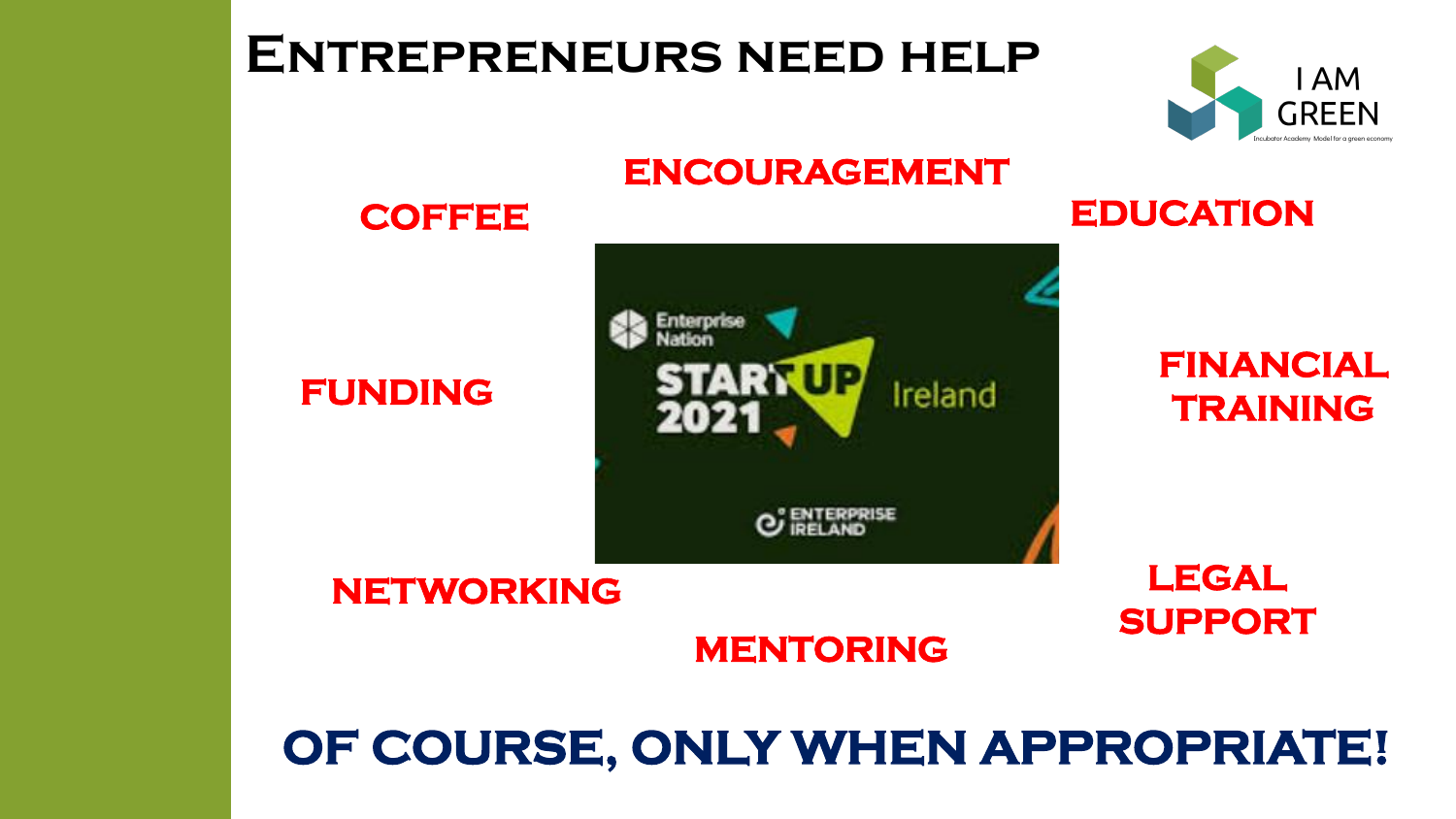# Entrepreneurs need help

ENCOURAGEMENT

COFFEE

EDUCATION

FUNDING

FINANCIAL TRAINING

NETWORKING

LEGAL SUPPORT

MENTORING

**OF COURSE, ONLY WHEN APPROPRIATE!**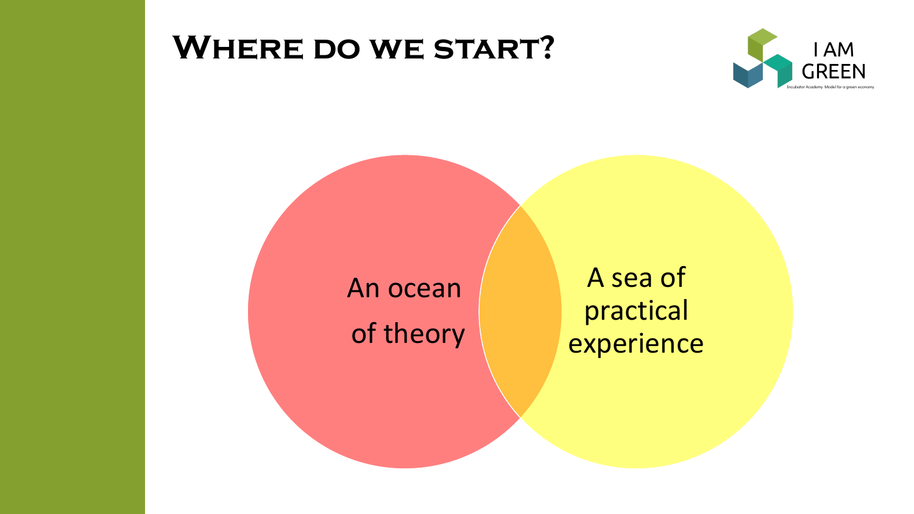# Where do we start?

I AM GREEN

Incubator Academy Model for a green economy

An ocean of theory

A sea of practical experience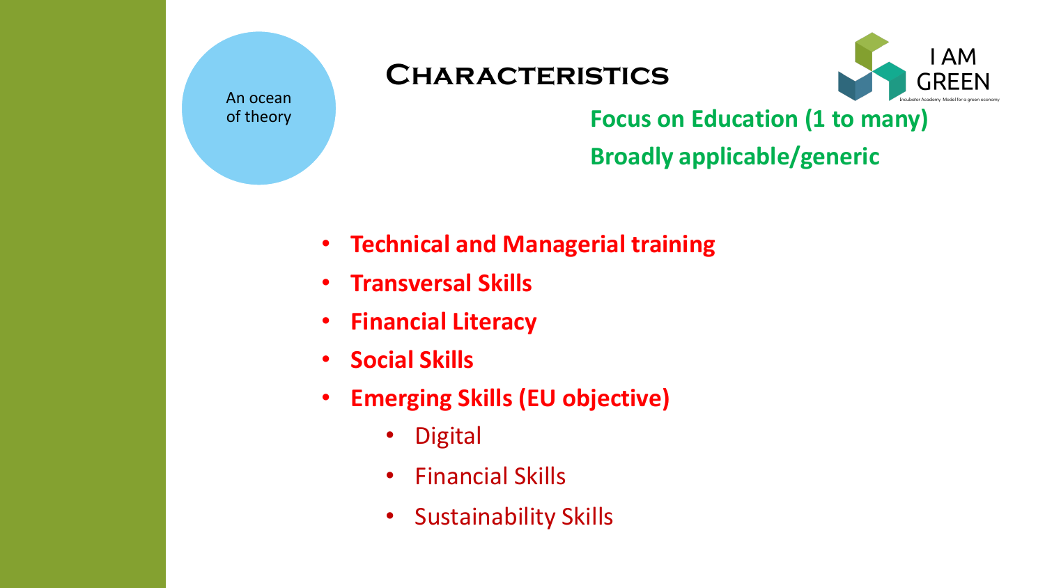An ocean of theory

# Characteristics

I AM GREEN

Incubator Academy Model for a green economy

**Focus on Education (1 to many)**

**Broadly applicable/generic**

- **Technical and Managerial training**
- **Transversal Skills**
- **Financial Literacy**
- **Social Skills**
- **Emerging Skills (EU objective)**
  - Digital
  - Financial Skills
  - Sustainability Skills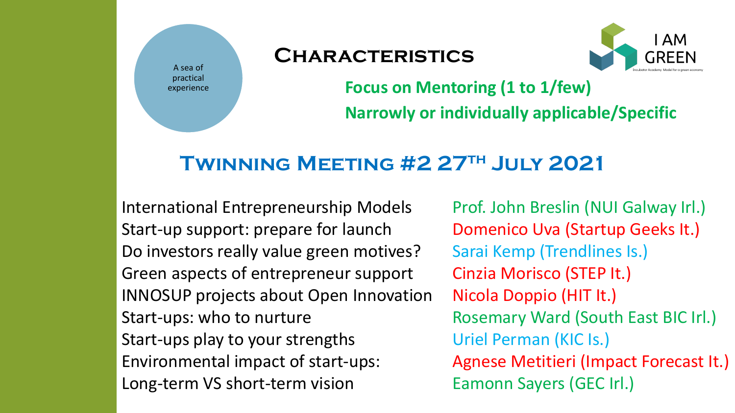A sea of practical experience

## Characteristics

I AM GREEN

Incubator Academy Model for a green economy

**Focus on Mentoring (1 to 1/few)**

**Narrowly or individually applicable/Specific**

## Twinning Meeting #2 27th July 2021

| | |
|---|---|
| International Entrepreneurship Models | Prof. John Breslin (NUI Galway Irl.) |
| Start-up support: prepare for launch | Domenico Uva (Startup Geeks It.) |
| Do investors really value green motives? | Sarai Kemp (Trendlines Is.) |
| Green aspects of entrepreneur support | Cinzia Morisco (STEP It.) |
| INNOSUP projects about Open Innovation | Nicola Doppio (HIT It.) |
| Start-ups: who to nurture | Rosemary Ward (South East BIC Irl.) |
| Start-ups play to your strengths | Uriel Perman (KIC Is.) |
| Environmental impact of start-ups: | Agnese Metitieri (Impact Forecast It.) |
| Long-term VS short-term vision | Eamonn Sayers (GEC Irl.) |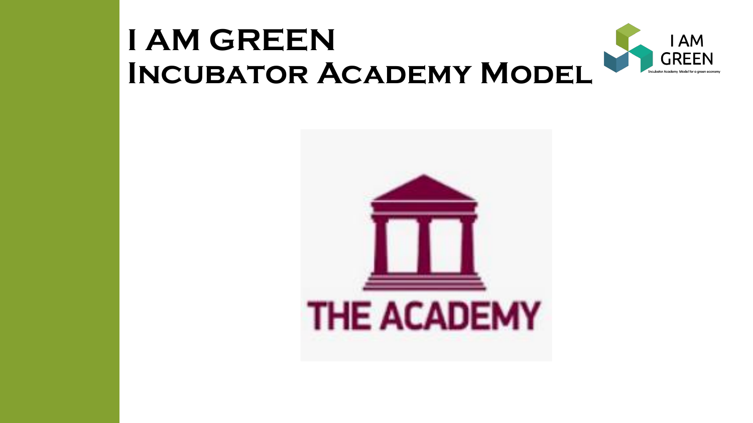# I AM GREEN
## Incubator Academy Model

THE ACADEMY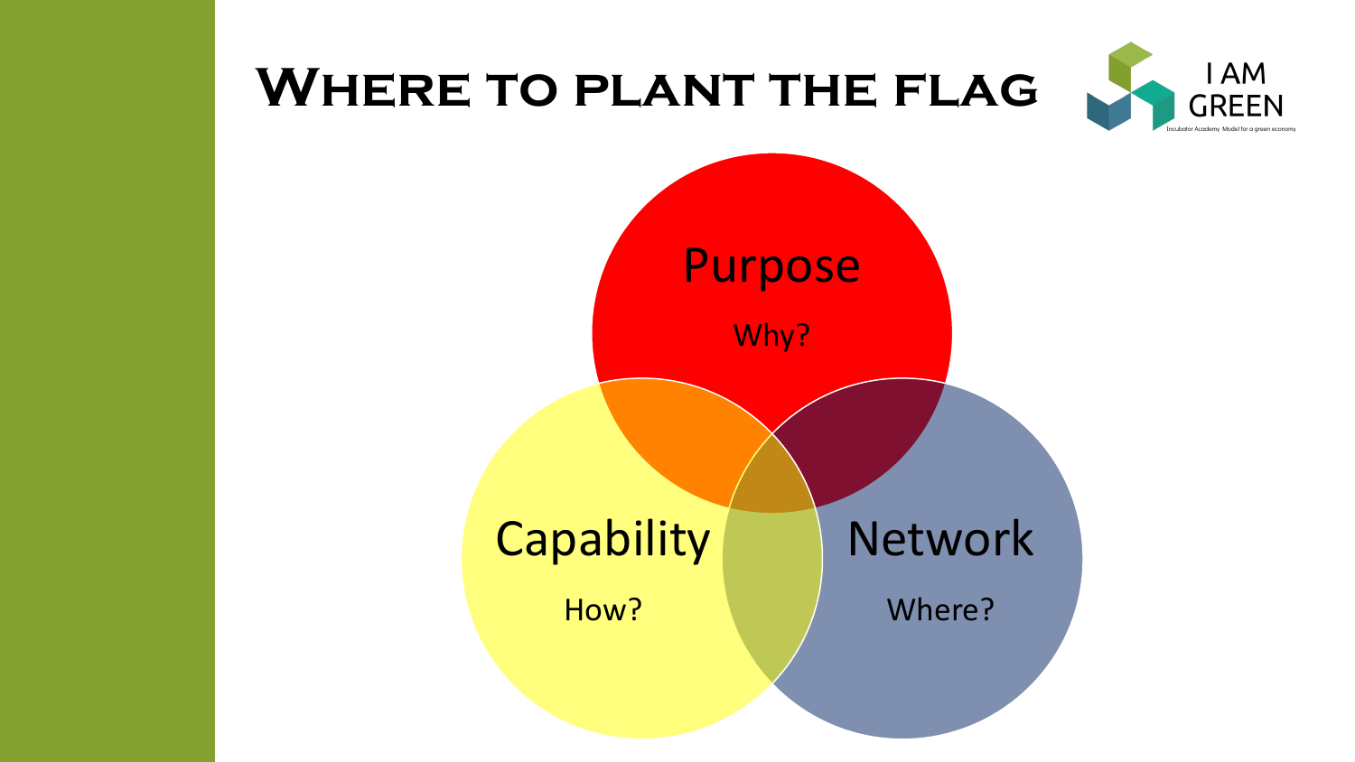# Where to plant the flag

I AM GREEN

Incubator Academy Model for a green economy

Purpose

Why?

Capability

How?

Network

Where?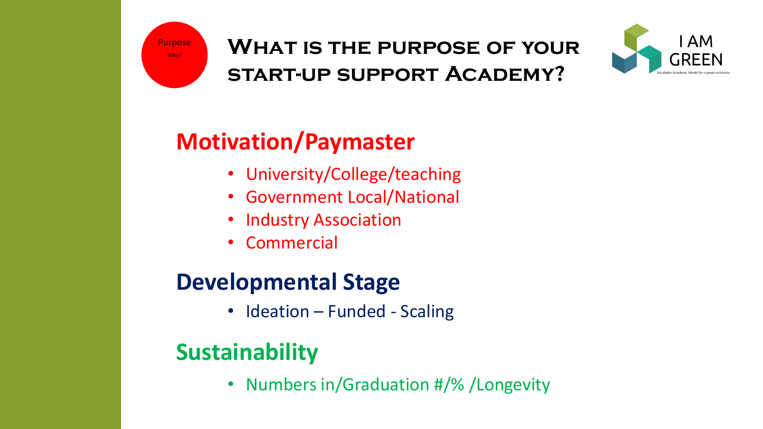Purpose

Why?

# What is the purpose of your start-up support Academy?

I AM GREEN

Incubator Academy Model for a green economy

## Motivation/Paymaster

- University/College/teaching
- Government Local/National
- Industry Association
- Commercial

## Developmental Stage

- Ideation – Funded - Scaling

## Sustainability

- Numbers in/Graduation #/% /Longevity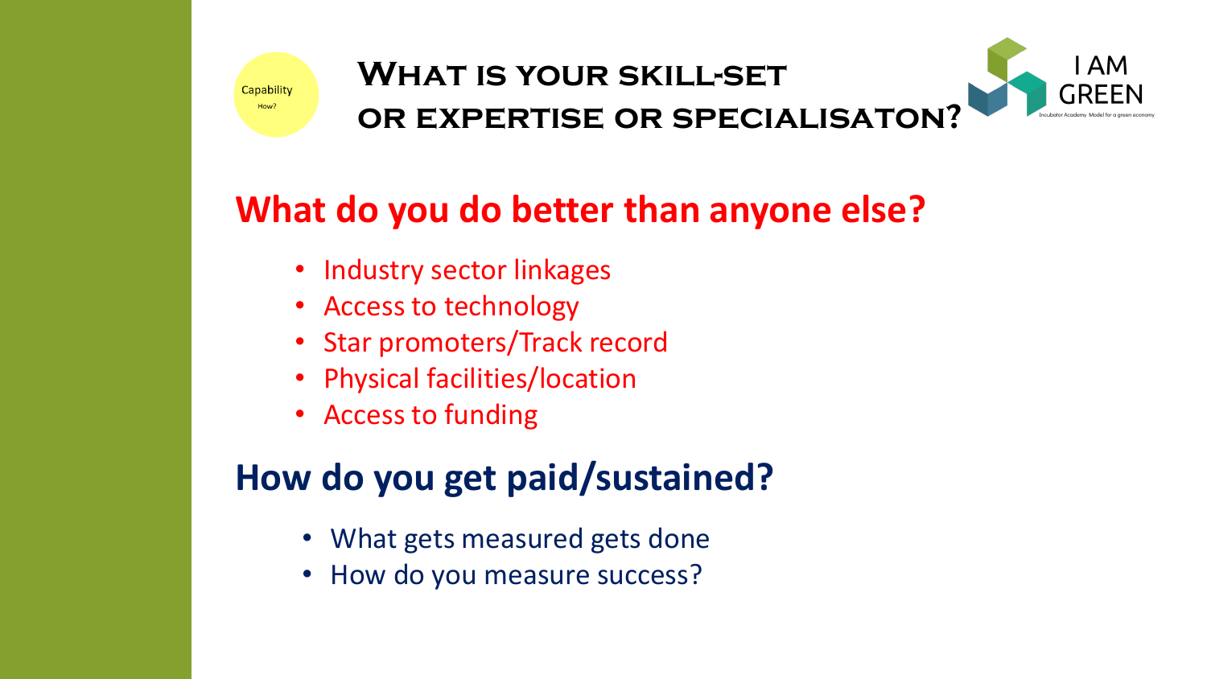Capability

How?

# What is your skill-set or expertise or specialisaton?

I AM GREEN

Incubator Academy Model for a green economy

## What do you do better than anyone else?

- Industry sector linkages
- Access to technology
- Star promoters/Track record
- Physical facilities/location
- Access to funding

## How do you get paid/sustained?

- What gets measured gets done
- How do you measure success?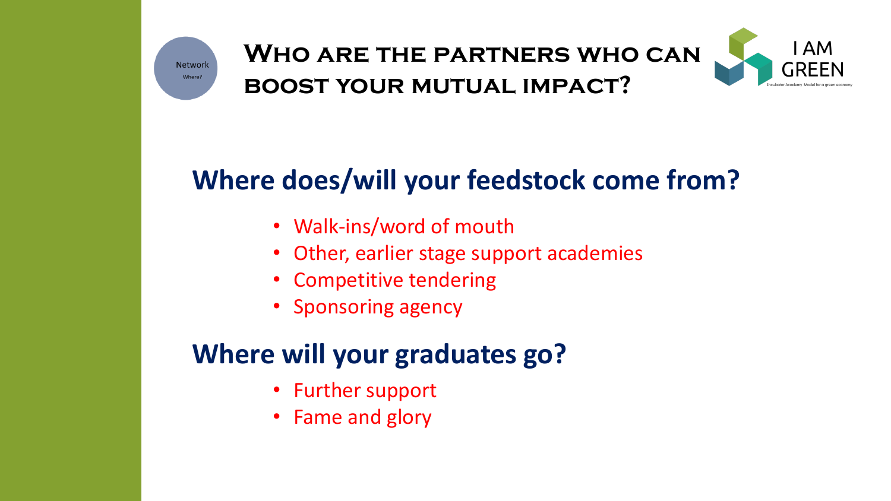Network

Where?

# Who are the partners who can boost your mutual impact?

I AM GREEN

Incubator Academy Model for a green economy

## Where does/will your feedstock come from?

- Walk-ins/word of mouth
- Other, earlier stage support academies
- Competitive tendering
- Sponsoring agency

## Where will your graduates go?

- Further support
- Fame and glory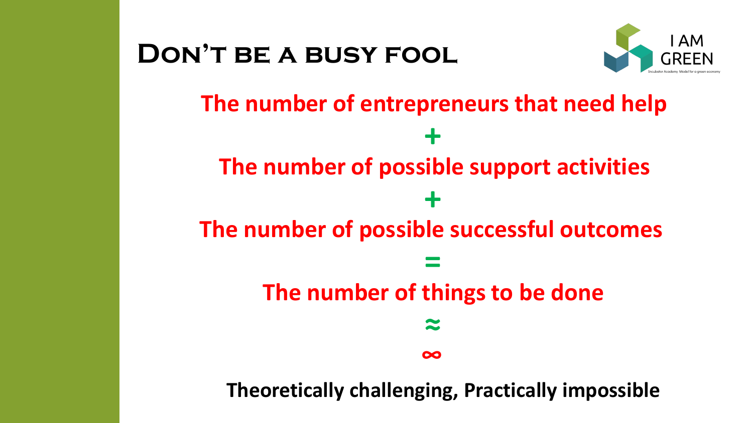# Don't be a busy fool

**The number of entrepreneurs that need help**

**+**

**The number of possible support activities**

**+**

**The number of possible successful outcomes**

**=**

**The number of things to be done**

**≈**

**∞**

**Theoretically challenging, Practically impossible**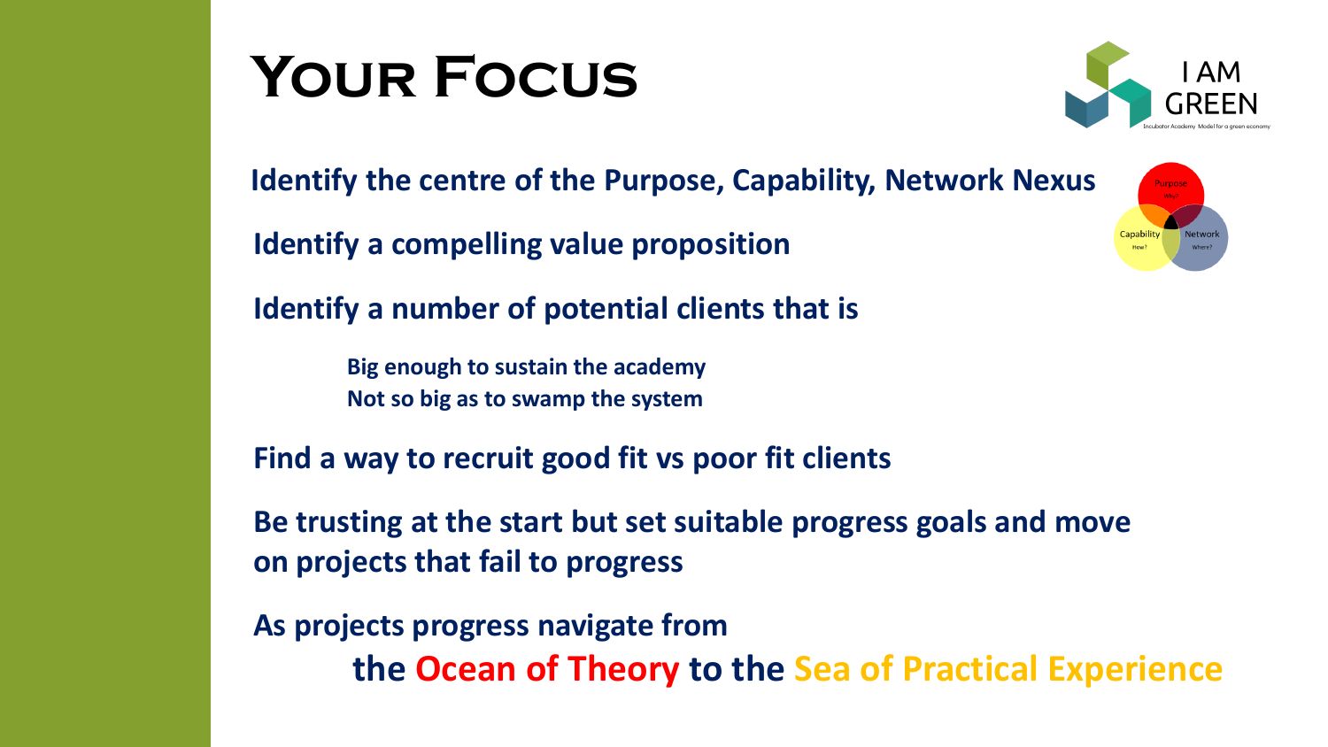# Your Focus

**Identify the centre of the Purpose, Capability, Network Nexus**

**Identify a compelling value proposition**

**Identify a number of potential clients that is**

- **Big enough to sustain the academy**
- **Not so big as to swamp the system**

**Find a way to recruit good fit vs poor fit clients**

**Be trusting at the start but set suitable progress goals and move on projects that fail to progress**

**As projects progress navigate from**

**the Ocean of Theory to the Sea of Practical Experience**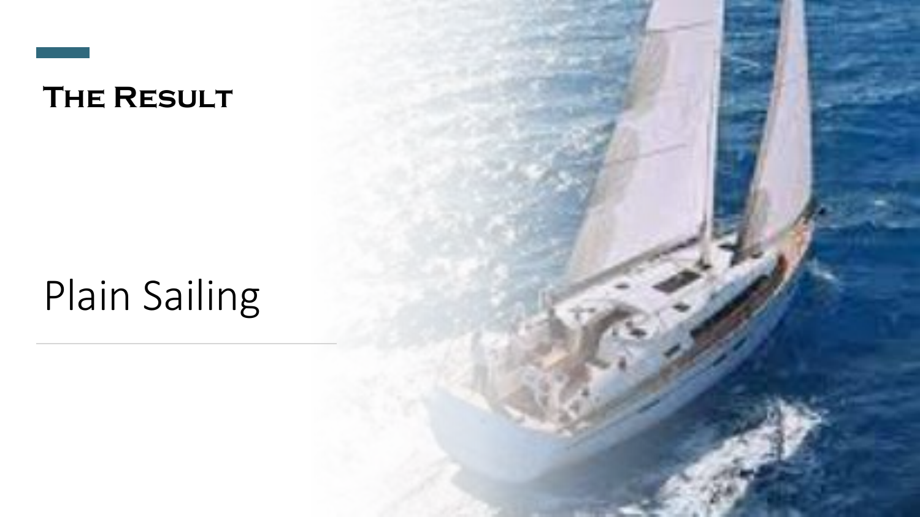# The Result

Plain Sailing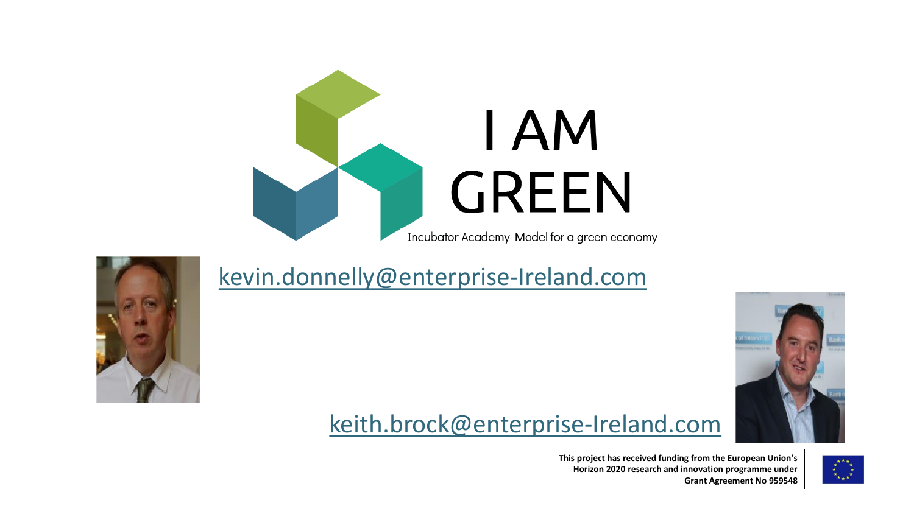# I AM GREEN

Incubator Academy Model for a green economy

kevin.donnelly@enterprise-Ireland.com

keith.brock@enterprise-Ireland.com

**This project has received funding from the European Union's Horizon 2020 research and innovation programme under Grant Agreement No 959548**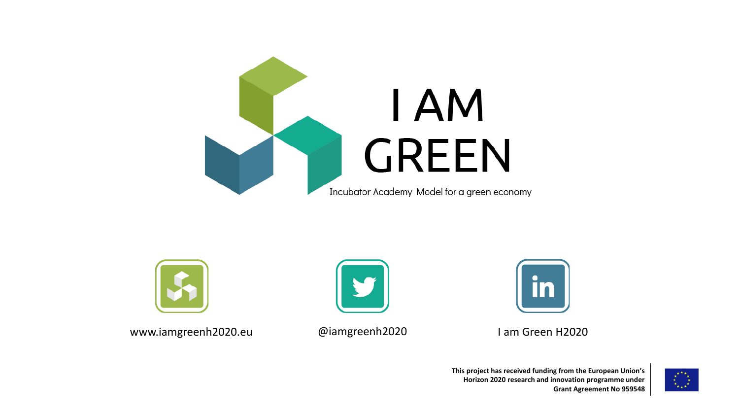# I AM GREEN

Incubator Academy Model for a green economy

www.iamgreenh2020.eu

@iamgreenh2020

I am Green H2020

**This project has received funding from the European Union's Horizon 2020 research and innovation programme under Grant Agreement No 959548**